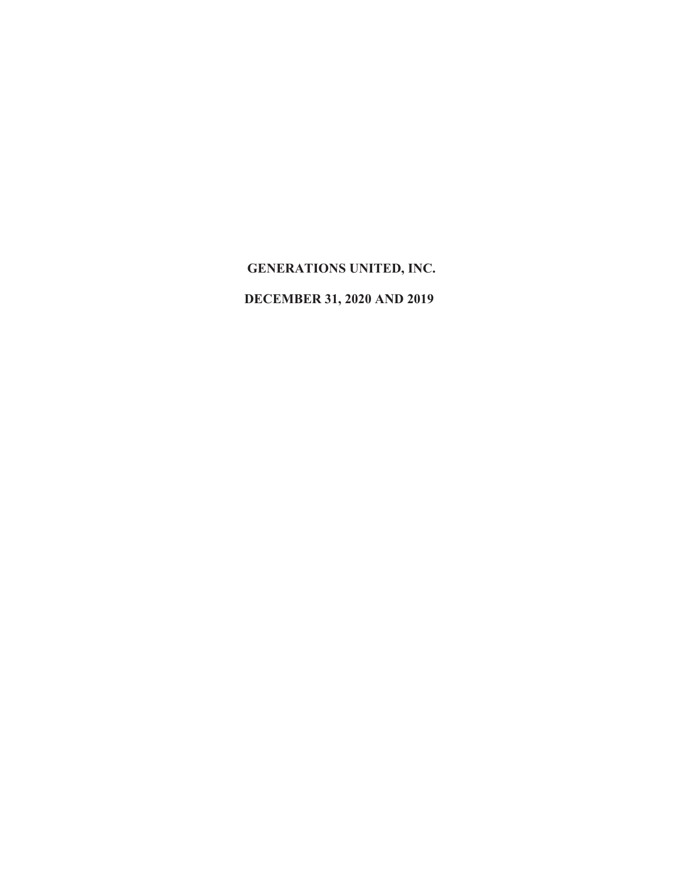**GENERATIONS UNITED, INC.**

**DECEMBER 31, 2020 AND 2019**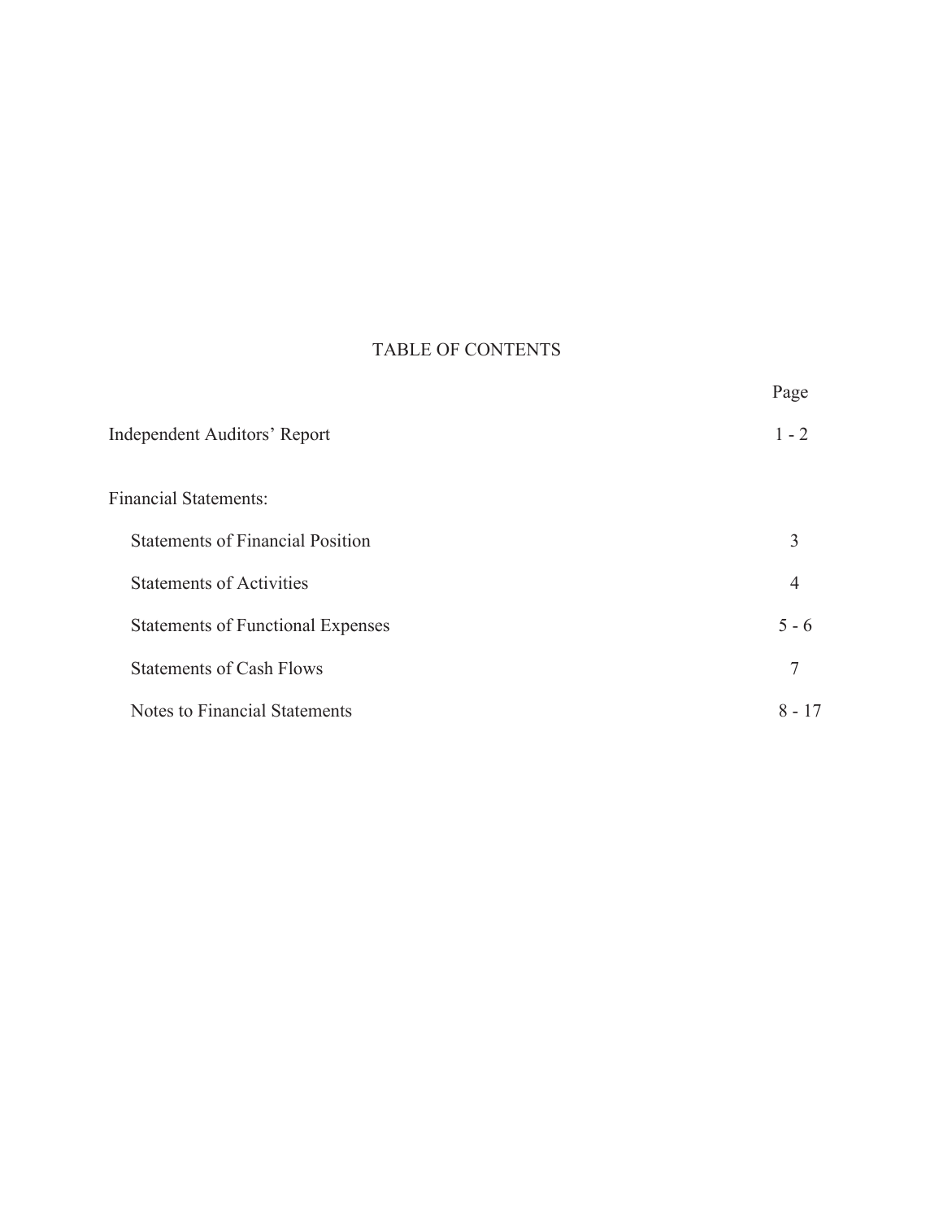# TABLE OF CONTENTS

| | Page |
|---|---|
| Independent Auditors' Report | 1 - 2 |
| Financial Statements: | |
| Statements of Financial Position | 3 |
| Statements of Activities | 4 |
| Statements of Functional Expenses | 5 - 6 |
| Statements of Cash Flows | 7 |
| Notes to Financial Statements | 8 - 17 |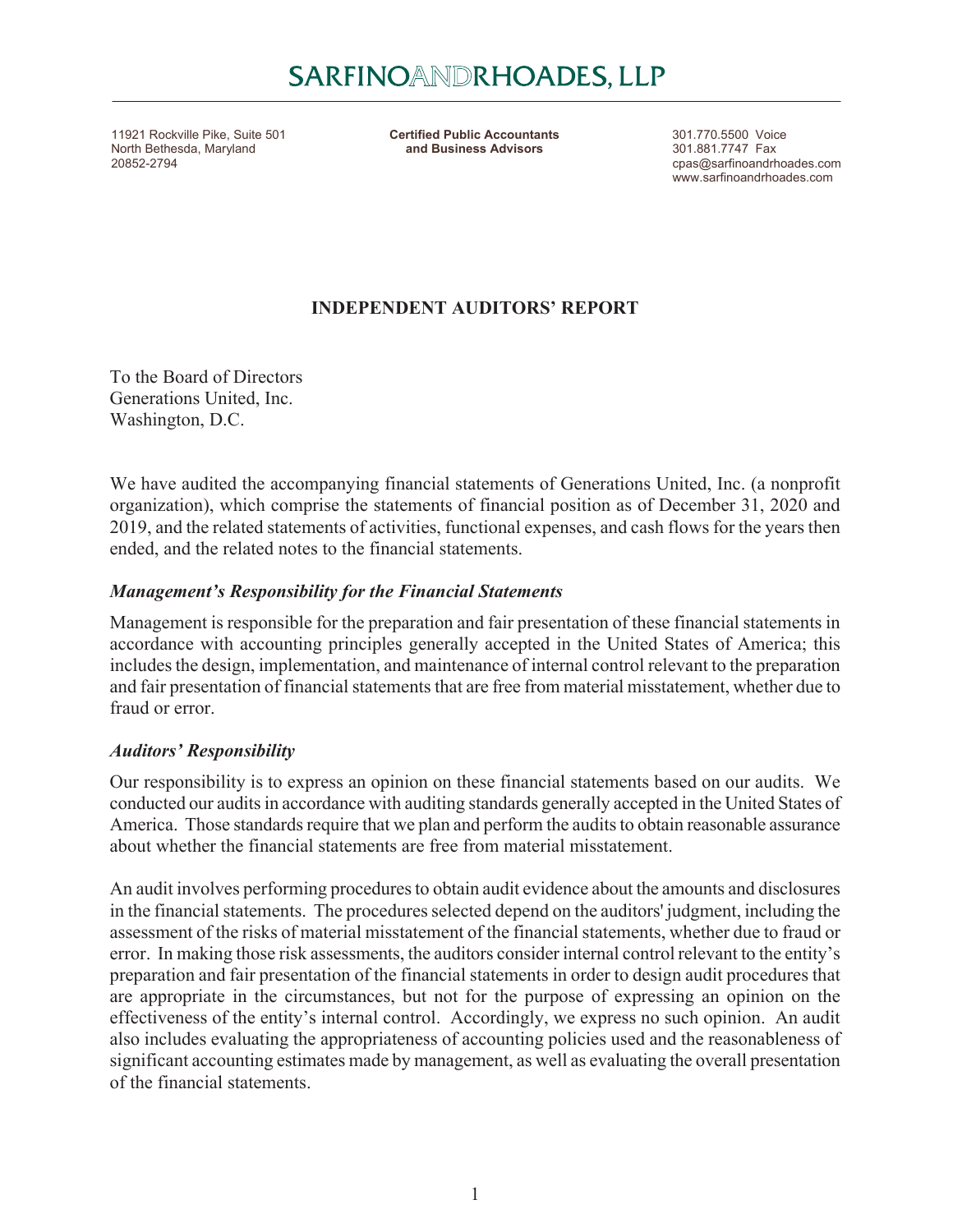# SARFINOANDRHOADES, LLP

11921 Rockville Pike, Suite 501
North Bethesda, Maryland
20852-2794

**Certified Public Accountants and Business Advisors**

301.770.5500 Voice
301.881.7747 Fax
cpas@sarfinoandrhoades.com
www.sarfinoandrhoades.com

## INDEPENDENT AUDITORS' REPORT

To the Board of Directors
Generations United, Inc.
Washington, D.C.

We have audited the accompanying financial statements of Generations United, Inc. (a nonprofit organization), which comprise the statements of financial position as of December 31, 2020 and 2019, and the related statements of activities, functional expenses, and cash flows for the years then ended, and the related notes to the financial statements.

### *Management's Responsibility for the Financial Statements*

Management is responsible for the preparation and fair presentation of these financial statements in accordance with accounting principles generally accepted in the United States of America; this includes the design, implementation, and maintenance of internal control relevant to the preparation and fair presentation of financial statements that are free from material misstatement, whether due to fraud or error.

### *Auditors' Responsibility*

Our responsibility is to express an opinion on these financial statements based on our audits. We conducted our audits in accordance with auditing standards generally accepted in the United States of America. Those standards require that we plan and perform the audits to obtain reasonable assurance about whether the financial statements are free from material misstatement.

An audit involves performing procedures to obtain audit evidence about the amounts and disclosures in the financial statements. The procedures selected depend on the auditors' judgment, including the assessment of the risks of material misstatement of the financial statements, whether due to fraud or error. In making those risk assessments, the auditors consider internal control relevant to the entity's preparation and fair presentation of the financial statements in order to design audit procedures that are appropriate in the circumstances, but not for the purpose of expressing an opinion on the effectiveness of the entity's internal control. Accordingly, we express no such opinion. An audit also includes evaluating the appropriateness of accounting policies used and the reasonableness of significant accounting estimates made by management, as well as evaluating the overall presentation of the financial statements.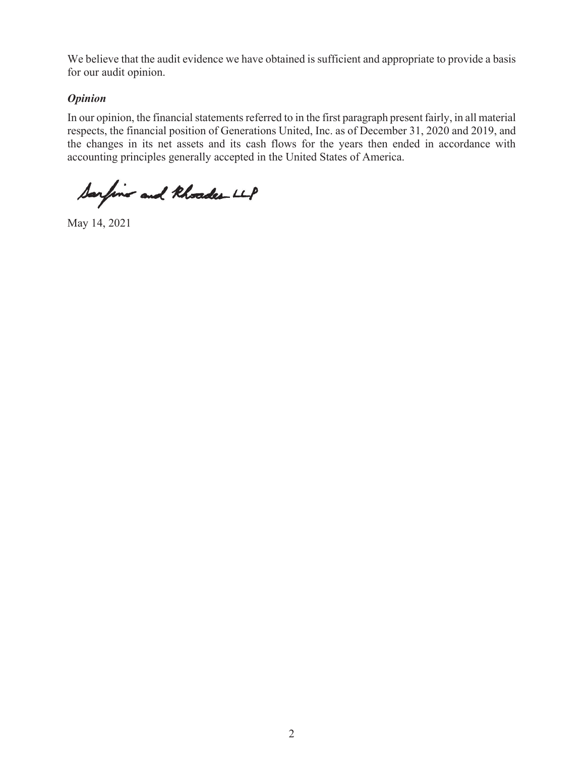We believe that the audit evidence we have obtained is sufficient and appropriate to provide a basis for our audit opinion.

### *Opinion*

In our opinion, the financial statements referred to in the first paragraph present fairly, in all material respects, the financial position of Generations United, Inc. as of December 31, 2020 and 2019, and the changes in its net assets and its cash flows for the years then ended in accordance with accounting principles generally accepted in the United States of America.

Sarfino and Rhoades LLP

May 14, 2021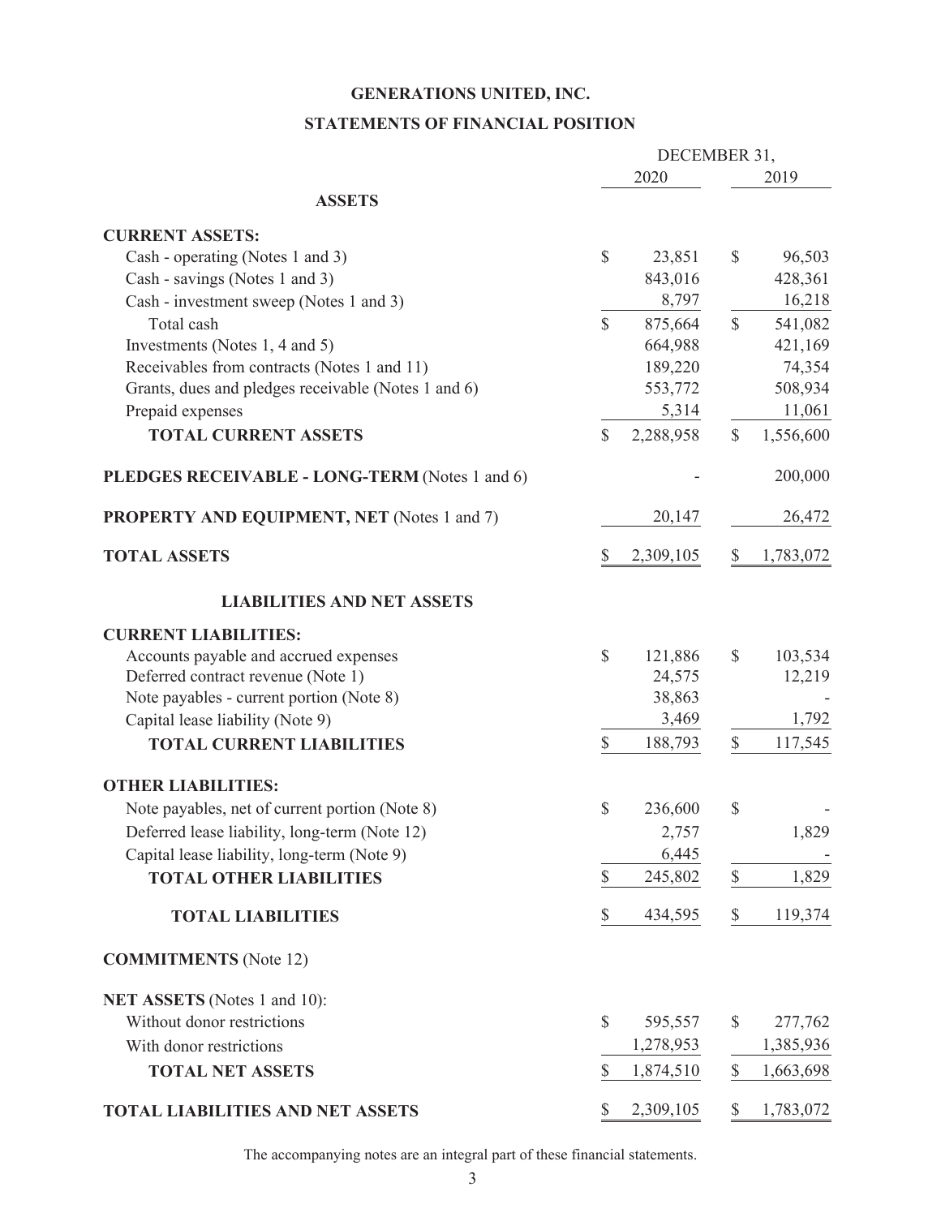# GENERATIONS UNITED, INC.

## STATEMENTS OF FINANCIAL POSITION

| | DECEMBER 31, 2020 | DECEMBER 31, 2019 |
|---|---|---|
| **ASSETS** | | |
| **CURRENT ASSETS:** | | |
| Cash - operating (Notes 1 and 3) | $ 23,851 | $ 96,503 |
| Cash - savings (Notes 1 and 3) | 843,016 | 428,361 |
| Cash - investment sweep (Notes 1 and 3) | 8,797 | 16,218 |
| Total cash | $ 875,664 | $ 541,082 |
| Investments (Notes 1, 4 and 5) | 664,988 | 421,169 |
| Receivables from contracts (Notes 1 and 11) | 189,220 | 74,354 |
| Grants, dues and pledges receivable (Notes 1 and 6) | 553,772 | 508,934 |
| Prepaid expenses | 5,314 | 11,061 |
| **TOTAL CURRENT ASSETS** | $ 2,288,958 | $ 1,556,600 |
| **PLEDGES RECEIVABLE - LONG-TERM** (Notes 1 and 6) | - | 200,000 |
| **PROPERTY AND EQUIPMENT, NET** (Notes 1 and 7) | 20,147 | 26,472 |
| **TOTAL ASSETS** | $ 2,309,105 | $ 1,783,072 |
| **LIABILITIES AND NET ASSETS** | | |
| **CURRENT LIABILITIES:** | | |
| Accounts payable and accrued expenses | $ 121,886 | $ 103,534 |
| Deferred contract revenue (Note 1) | 24,575 | 12,219 |
| Note payables - current portion (Note 8) | 38,863 | - |
| Capital lease liability (Note 9) | 3,469 | 1,792 |
| **TOTAL CURRENT LIABILITIES** | $ 188,793 | $ 117,545 |
| **OTHER LIABILITIES:** | | |
| Note payables, net of current portion (Note 8) | $ 236,600 | $ - |
| Deferred lease liability, long-term (Note 12) | 2,757 | 1,829 |
| Capital lease liability, long-term (Note 9) | 6,445 | - |
| **TOTAL OTHER LIABILITIES** | $ 245,802 | $ 1,829 |
| **TOTAL LIABILITIES** | $ 434,595 | $ 119,374 |
| **COMMITMENTS** (Note 12) | | |
| **NET ASSETS** (Notes 1 and 10): | | |
| Without donor restrictions | $ 595,557 | $ 277,762 |
| With donor restrictions | 1,278,953 | 1,385,936 |
| **TOTAL NET ASSETS** | $ 1,874,510 | $ 1,663,698 |
| **TOTAL LIABILITIES AND NET ASSETS** | $ 2,309,105 | $ 1,783,072 |

The accompanying notes are an integral part of these financial statements.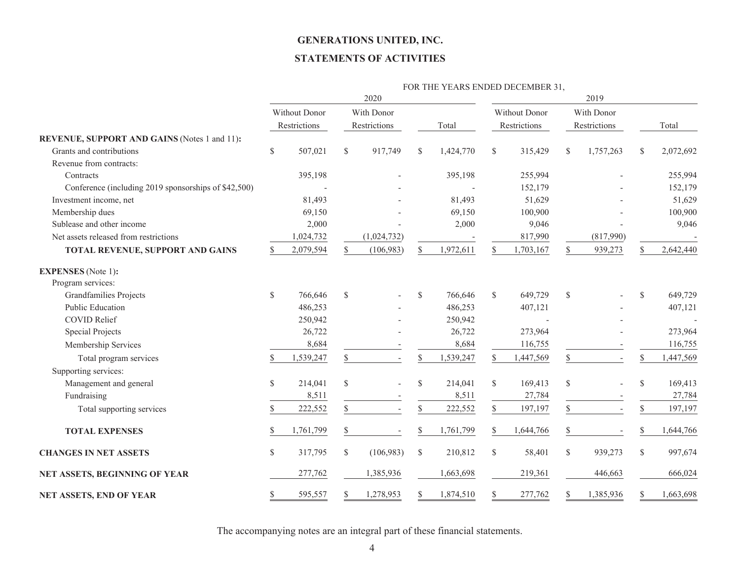# GENERATIONS UNITED, INC.

## STATEMENTS OF ACTIVITIES

| | FOR THE YEARS ENDED DECEMBER 31, | | | | | |
|---|---|---|---|---|---|---|
| | 2020 | | | 2019 | | |
| | Without Donor Restrictions | With Donor Restrictions | Total | Without Donor Restrictions | With Donor Restrictions | Total |
| **REVENUE, SUPPORT AND GAINS** (Notes 1 and 11)**:** | | | | | | |
| Grants and contributions | $ 507,021 | $ 917,749 | $ 1,424,770 | $ 315,429 | $ 1,757,263 | $ 2,072,692 |
| Revenue from contracts: | | | | | | |
| Contracts | 395,198 | - | 395,198 | 255,994 | - | 255,994 |
| Conference (including 2019 sponsorships of $42,500) | - | - | - | 152,179 | - | 152,179 |
| Investment income, net | 81,493 | - | 81,493 | 51,629 | - | 51,629 |
| Membership dues | 69,150 | - | 69,150 | 100,900 | - | 100,900 |
| Sublease and other income | 2,000 | - | 2,000 | 9,046 | - | 9,046 |
| Net assets released from restrictions | 1,024,732 | (1,024,732) | - | 817,990 | (817,990) | - |
| **TOTAL REVENUE, SUPPORT AND GAINS** | $ 2,079,594 | $ (106,983) | $ 1,972,611 | $ 1,703,167 | $ 939,273 | $ 2,642,440 |
| **EXPENSES** (Note 1)**:** | | | | | | |
| Program services: | | | | | | |
| Grandfamilies Projects | $ 766,646 | $ - | $ 766,646 | $ 649,729 | $ - | $ 649,729 |
| Public Education | 486,253 | - | 486,253 | 407,121 | - | 407,121 |
| COVID Relief | 250,942 | - | 250,942 | - | - | - |
| Special Projects | 26,722 | - | 26,722 | 273,964 | - | 273,964 |
| Membership Services | 8,684 | - | 8,684 | 116,755 | - | 116,755 |
| Total program services | $ 1,539,247 | $ - | $ 1,539,247 | $ 1,447,569 | $ - | $ 1,447,569 |
| Supporting services: | | | | | | |
| Management and general | $ 214,041 | $ - | $ 214,041 | $ 169,413 | $ - | $ 169,413 |
| Fundraising | 8,511 | - | 8,511 | 27,784 | - | 27,784 |
| Total supporting services | $ 222,552 | $ - | $ 222,552 | $ 197,197 | $ - | $ 197,197 |
| **TOTAL EXPENSES** | $ 1,761,799 | $ - | $ 1,761,799 | $ 1,644,766 | $ - | $ 1,644,766 |
| **CHANGES IN NET ASSETS** | $ 317,795 | $ (106,983) | $ 210,812 | $ 58,401 | $ 939,273 | $ 997,674 |
| **NET ASSETS, BEGINNING OF YEAR** | 277,762 | 1,385,936 | 1,663,698 | 219,361 | 446,663 | 666,024 |
| **NET ASSETS, END OF YEAR** | $ 595,557 | $ 1,278,953 | $ 1,874,510 | $ 277,762 | $ 1,385,936 | $ 1,663,698 |

The accompanying notes are an integral part of these financial statements.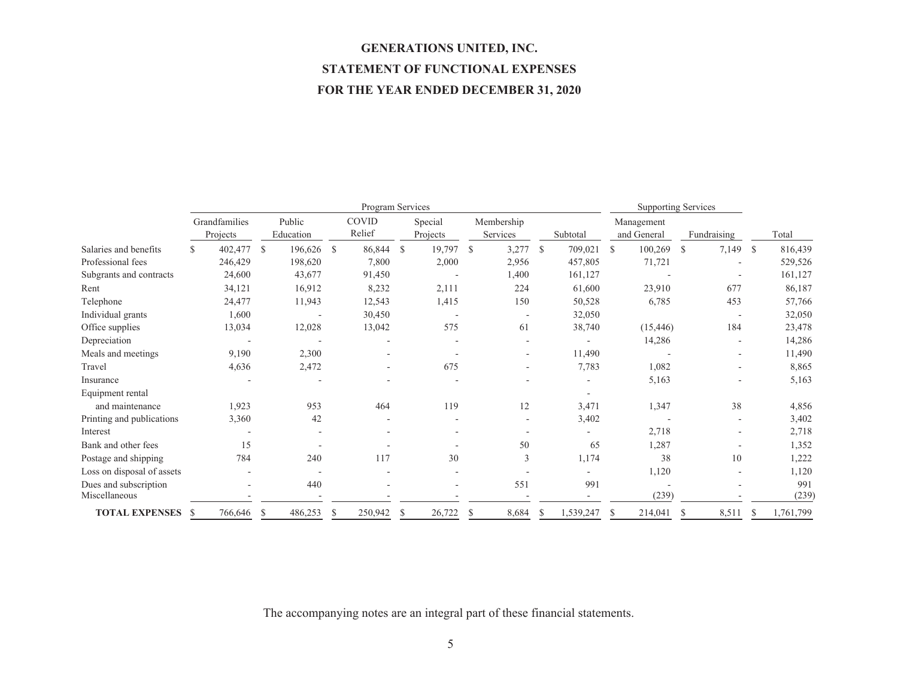# GENERATIONS UNITED, INC.

# STATEMENT OF FUNCTIONAL EXPENSES

# FOR THE YEAR ENDED DECEMBER 31, 2020

| | Program Services | | | | | | Supporting Services | | |
|---|---|---|---|---|---|---|---|---|---|
| | Grandfamilies Projects | Public Education | COVID Relief | Special Projects | Membership Services | Subtotal | Management and General | Fundraising | Total |
| Salaries and benefits | $ 402,477 | $ 196,626 | $ 86,844 | $ 19,797 | $ 3,277 | $ 709,021 | $ 100,269 | $ 7,149 | $ 816,439 |
| Professional fees | 246,429 | 198,620 | 7,800 | 2,000 | 2,956 | 457,805 | 71,721 | - | 529,526 |
| Subgrants and contracts | 24,600 | 43,677 | 91,450 | - | 1,400 | 161,127 | - | - | 161,127 |
| Rent | 34,121 | 16,912 | 8,232 | 2,111 | 224 | 61,600 | 23,910 | 677 | 86,187 |
| Telephone | 24,477 | 11,943 | 12,543 | 1,415 | 150 | 50,528 | 6,785 | 453 | 57,766 |
| Individual grants | 1,600 | - | 30,450 | - | - | 32,050 | | - | 32,050 |
| Office supplies | 13,034 | 12,028 | 13,042 | 575 | 61 | 38,740 | (15,446) | 184 | 23,478 |
| Depreciation | - | - | - | - | - | - | 14,286 | - | 14,286 |
| Meals and meetings | 9,190 | 2,300 | - | - | - | 11,490 | - | - | 11,490 |
| Travel | 4,636 | 2,472 | - | 675 | - | 7,783 | 1,082 | - | 8,865 |
| Insurance | - | - | - | - | - | - | 5,163 | - | 5,163 |
| Equipment rental and maintenance | 1,923 | 953 | 464 | 119 | 12 | 3,471 | 1,347 | 38 | 4,856 |
| Printing and publications | 3,360 | 42 | - | - | - | 3,402 | - | - | 3,402 |
| Interest | - | - | - | - | - | - | 2,718 | - | 2,718 |
| Bank and other fees | 15 | - | - | - | 50 | 65 | 1,287 | - | 1,352 |
| Postage and shipping | 784 | 240 | 117 | 30 | 3 | 1,174 | 38 | 10 | 1,222 |
| Loss on disposal of assets | - | - | - | - | - | - | 1,120 | - | 1,120 |
| Dues and subscription | - | 440 | - | - | 551 | 991 | - | - | 991 |
| Miscellaneous | - | - | - | - | - | - | (239) | - | (239) |
| **TOTAL EXPENSES** | $ 766,646 | $ 486,253 | $ 250,942 | $ 26,722 | $ 8,684 | $ 1,539,247 | $ 214,041 | $ 8,511 | $ 1,761,799 |

The accompanying notes are an integral part of these financial statements.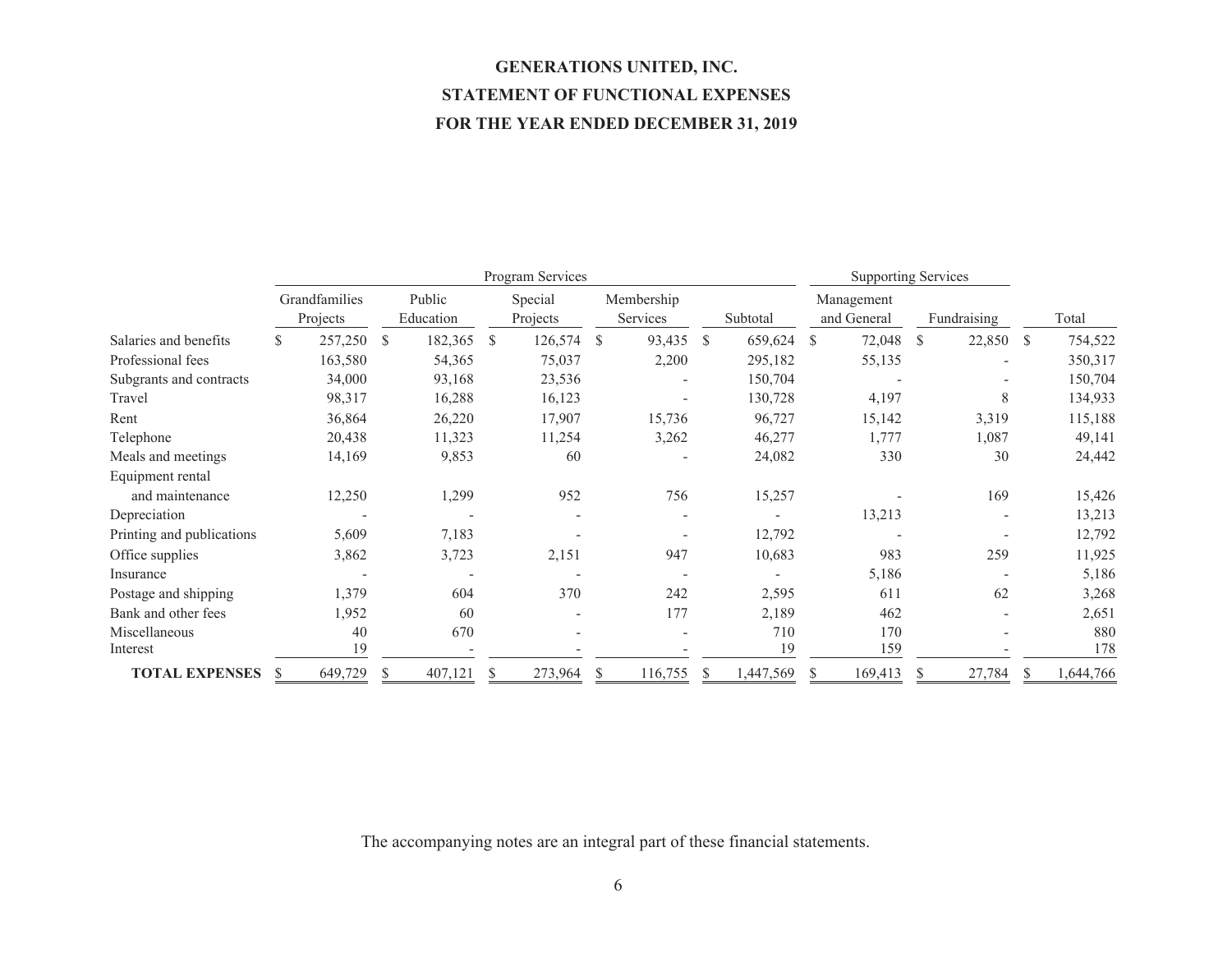# GENERATIONS UNITED, INC.

## STATEMENT OF FUNCTIONAL EXPENSES

## FOR THE YEAR ENDED DECEMBER 31, 2019

| | Program Services | | | | | Supporting Services | | |
|---|---|---|---|---|---|---|---|---|
| | Grandfamilies Projects | Public Education | Special Projects | Membership Services | Subtotal | Management and General | Fundraising | Total |
| Salaries and benefits | $ 257,250 | $ 182,365 | $ 126,574 | $ 93,435 | $ 659,624 | $ 72,048 | $ 22,850 | $ 754,522 |
| Professional fees | 163,580 | 54,365 | 75,037 | 2,200 | 295,182 | 55,135 | - | 350,317 |
| Subgrants and contracts | 34,000 | 93,168 | 23,536 | - | 150,704 | - | - | 150,704 |
| Travel | 98,317 | 16,288 | 16,123 | - | 130,728 | 4,197 | 8 | 134,933 |
| Rent | 36,864 | 26,220 | 17,907 | 15,736 | 96,727 | 15,142 | 3,319 | 115,188 |
| Telephone | 20,438 | 11,323 | 11,254 | 3,262 | 46,277 | 1,777 | 1,087 | 49,141 |
| Meals and meetings | 14,169 | 9,853 | 60 | - | 24,082 | 330 | 30 | 24,442 |
| Equipment rental and maintenance | 12,250 | 1,299 | 952 | 756 | 15,257 | - | 169 | 15,426 |
| Depreciation | - | - | - | - | - | 13,213 | - | 13,213 |
| Printing and publications | 5,609 | 7,183 | - | - | 12,792 | - | - | 12,792 |
| Office supplies | 3,862 | 3,723 | 2,151 | 947 | 10,683 | 983 | 259 | 11,925 |
| Insurance | - | - | - | - | - | 5,186 | - | 5,186 |
| Postage and shipping | 1,379 | 604 | 370 | 242 | 2,595 | 611 | 62 | 3,268 |
| Bank and other fees | 1,952 | 60 | - | 177 | 2,189 | 462 | - | 2,651 |
| Miscellaneous | 40 | 670 | - | - | 710 | 170 | - | 880 |
| Interest | 19 | - | - | - | 19 | 159 | - | 178 |
| **TOTAL EXPENSES** | $ 649,729 | $ 407,121 | $ 273,964 | $ 116,755 | $ 1,447,569 | $ 169,413 | $ 27,784 | $ 1,644,766 |

The accompanying notes are an integral part of these financial statements.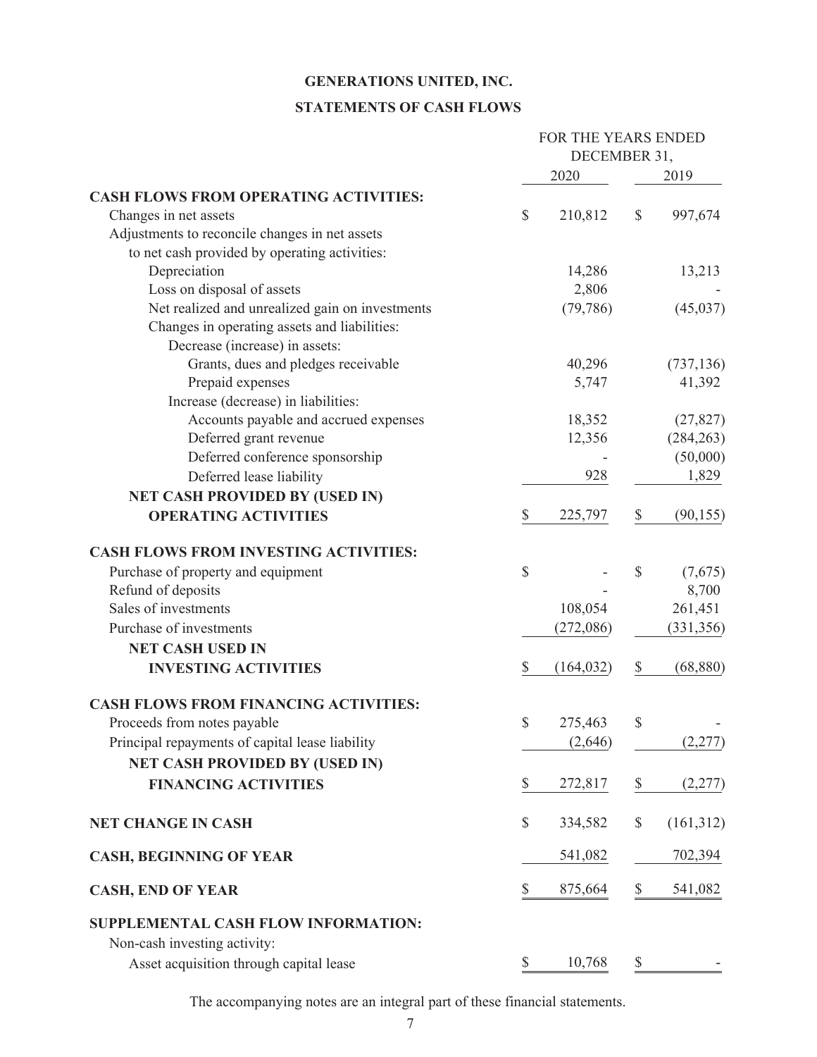# GENERATIONS UNITED, INC.

## STATEMENTS OF CASH FLOWS

| | FOR THE YEARS ENDED DECEMBER 31, | |
|---|---|---|
| | 2020 | 2019 |
| **CASH FLOWS FROM OPERATING ACTIVITIES:** | | |
| Changes in net assets | $ 210,812 | $ 997,674 |
| Adjustments to reconcile changes in net assets to net cash provided by operating activities: | | |
| Depreciation | 14,286 | 13,213 |
| Loss on disposal of assets | 2,806 | - |
| Net realized and unrealized gain on investments | (79,786) | (45,037) |
| Changes in operating assets and liabilities: | | |
| Decrease (increase) in assets: | | |
| Grants, dues and pledges receivable | 40,296 | (737,136) |
| Prepaid expenses | 5,747 | 41,392 |
| Increase (decrease) in liabilities: | | |
| Accounts payable and accrued expenses | 18,352 | (27,827) |
| Deferred grant revenue | 12,356 | (284,263) |
| Deferred conference sponsorship | - | (50,000) |
| Deferred lease liability | 928 | 1,829 |
| **NET CASH PROVIDED BY (USED IN) OPERATING ACTIVITIES** | $ 225,797 | $ (90,155) |
| **CASH FLOWS FROM INVESTING ACTIVITIES:** | | |
| Purchase of property and equipment | $ - | $ (7,675) |
| Refund of deposits | - | 8,700 |
| Sales of investments | 108,054 | 261,451 |
| Purchase of investments | (272,086) | (331,356) |
| **NET CASH USED IN INVESTING ACTIVITIES** | $ (164,032) | $ (68,880) |
| **CASH FLOWS FROM FINANCING ACTIVITIES:** | | |
| Proceeds from notes payable | $ 275,463 | $ - |
| Principal repayments of capital lease liability | (2,646) | (2,277) |
| **NET CASH PROVIDED BY (USED IN) FINANCING ACTIVITIES** | $ 272,817 | $ (2,277) |
| **NET CHANGE IN CASH** | $ 334,582 | $ (161,312) |
| **CASH, BEGINNING OF YEAR** | 541,082 | 702,394 |
| **CASH, END OF YEAR** | $ 875,664 | $ 541,082 |
| **SUPPLEMENTAL CASH FLOW INFORMATION:** | | |
| Non-cash investing activity: | | |
| Asset acquisition through capital lease | $ 10,768 | $ - |

The accompanying notes are an integral part of these financial statements.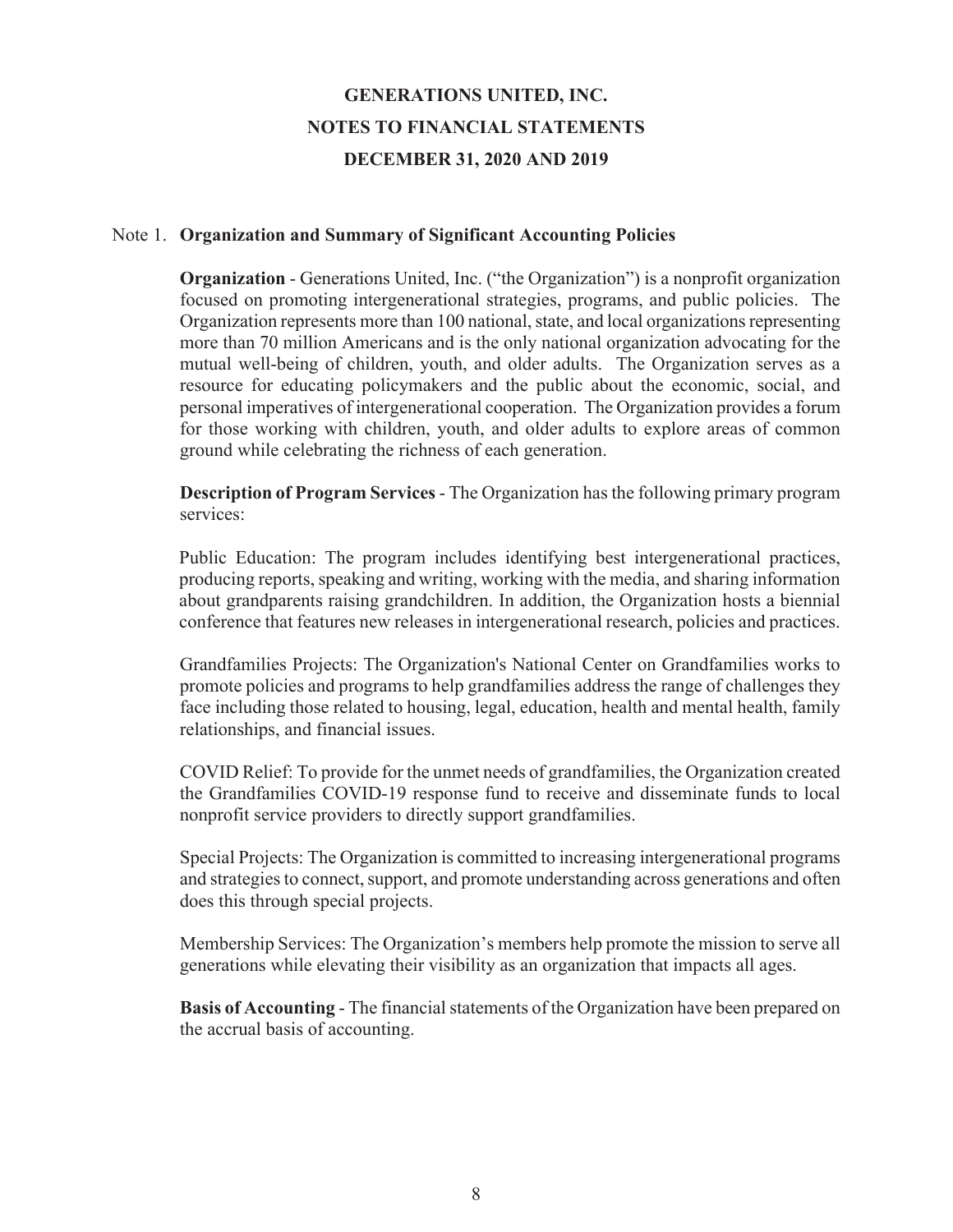# GENERATIONS UNITED, INC.
## NOTES TO FINANCIAL STATEMENTS
## DECEMBER 31, 2020 AND 2019

Note 1. **Organization and Summary of Significant Accounting Policies**

**Organization** - Generations United, Inc. ("the Organization") is a nonprofit organization focused on promoting intergenerational strategies, programs, and public policies. The Organization represents more than 100 national, state, and local organizations representing more than 70 million Americans and is the only national organization advocating for the mutual well-being of children, youth, and older adults. The Organization serves as a resource for educating policymakers and the public about the economic, social, and personal imperatives of intergenerational cooperation. The Organization provides a forum for those working with children, youth, and older adults to explore areas of common ground while celebrating the richness of each generation.

**Description of Program Services** - The Organization has the following primary program services:

Public Education: The program includes identifying best intergenerational practices, producing reports, speaking and writing, working with the media, and sharing information about grandparents raising grandchildren. In addition, the Organization hosts a biennial conference that features new releases in intergenerational research, policies and practices.

Grandfamilies Projects: The Organization's National Center on Grandfamilies works to promote policies and programs to help grandfamilies address the range of challenges they face including those related to housing, legal, education, health and mental health, family relationships, and financial issues.

COVID Relief: To provide for the unmet needs of grandfamilies, the Organization created the Grandfamilies COVID-19 response fund to receive and disseminate funds to local nonprofit service providers to directly support grandfamilies.

Special Projects: The Organization is committed to increasing intergenerational programs and strategies to connect, support, and promote understanding across generations and often does this through special projects.

Membership Services: The Organization's members help promote the mission to serve all generations while elevating their visibility as an organization that impacts all ages.

**Basis of Accounting** - The financial statements of the Organization have been prepared on the accrual basis of accounting.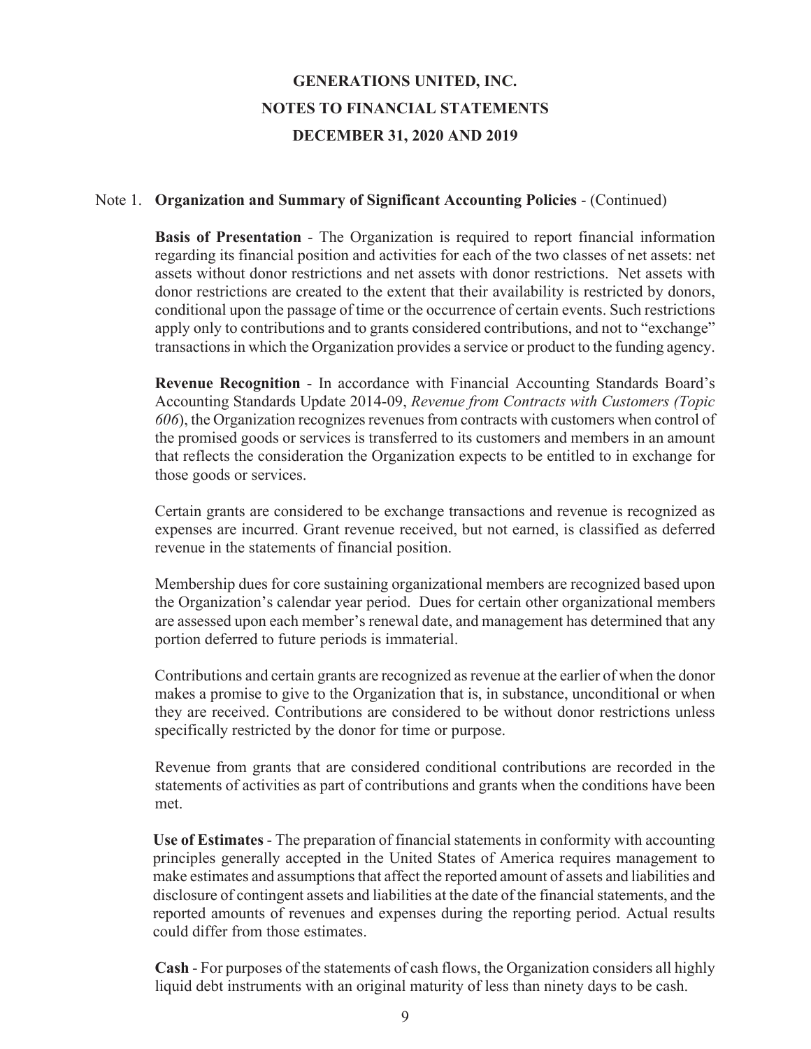# GENERATIONS UNITED, INC.
## NOTES TO FINANCIAL STATEMENTS
## DECEMBER 31, 2020 AND 2019

Note 1. **Organization and Summary of Significant Accounting Policies** - (Continued)

**Basis of Presentation** - The Organization is required to report financial information regarding its financial position and activities for each of the two classes of net assets: net assets without donor restrictions and net assets with donor restrictions. Net assets with donor restrictions are created to the extent that their availability is restricted by donors, conditional upon the passage of time or the occurrence of certain events. Such restrictions apply only to contributions and to grants considered contributions, and not to "exchange" transactions in which the Organization provides a service or product to the funding agency.

**Revenue Recognition** - In accordance with Financial Accounting Standards Board's Accounting Standards Update 2014-09, *Revenue from Contracts with Customers (Topic 606)*, the Organization recognizes revenues from contracts with customers when control of the promised goods or services is transferred to its customers and members in an amount that reflects the consideration the Organization expects to be entitled to in exchange for those goods or services.

Certain grants are considered to be exchange transactions and revenue is recognized as expenses are incurred. Grant revenue received, but not earned, is classified as deferred revenue in the statements of financial position.

Membership dues for core sustaining organizational members are recognized based upon the Organization's calendar year period. Dues for certain other organizational members are assessed upon each member's renewal date, and management has determined that any portion deferred to future periods is immaterial.

Contributions and certain grants are recognized as revenue at the earlier of when the donor makes a promise to give to the Organization that is, in substance, unconditional or when they are received. Contributions are considered to be without donor restrictions unless specifically restricted by the donor for time or purpose.

Revenue from grants that are considered conditional contributions are recorded in the statements of activities as part of contributions and grants when the conditions have been met.

**Use of Estimates** - The preparation of financial statements in conformity with accounting principles generally accepted in the United States of America requires management to make estimates and assumptions that affect the reported amount of assets and liabilities and disclosure of contingent assets and liabilities at the date of the financial statements, and the reported amounts of revenues and expenses during the reporting period. Actual results could differ from those estimates.

**Cash** - For purposes of the statements of cash flows, the Organization considers all highly liquid debt instruments with an original maturity of less than ninety days to be cash.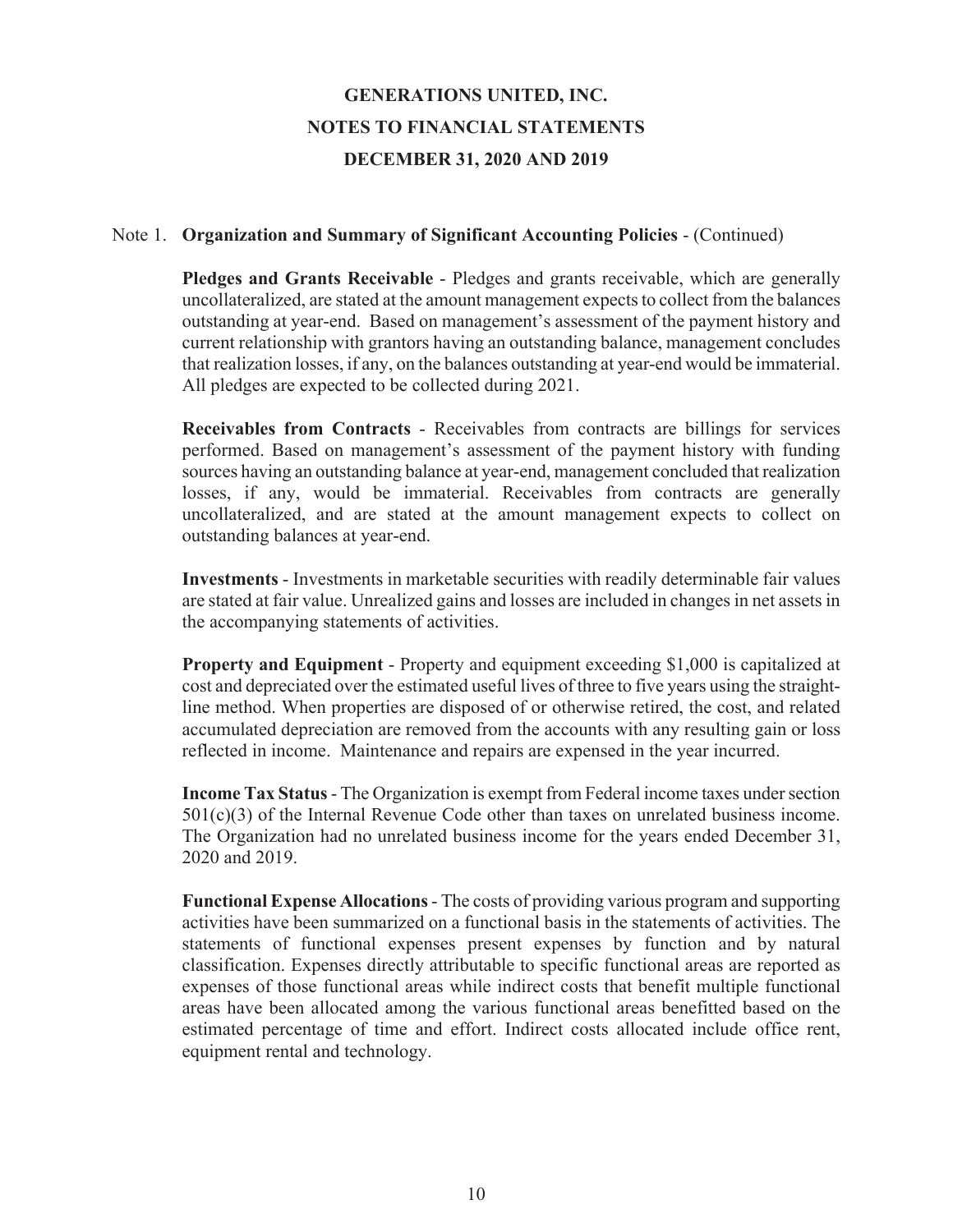# GENERATIONS UNITED, INC.
## NOTES TO FINANCIAL STATEMENTS
## DECEMBER 31, 2020 AND 2019

Note 1. **Organization and Summary of Significant Accounting Policies** - (Continued)

**Pledges and Grants Receivable** - Pledges and grants receivable, which are generally uncollateralized, are stated at the amount management expects to collect from the balances outstanding at year-end. Based on management's assessment of the payment history and current relationship with grantors having an outstanding balance, management concludes that realization losses, if any, on the balances outstanding at year-end would be immaterial. All pledges are expected to be collected during 2021.

**Receivables from Contracts** - Receivables from contracts are billings for services performed. Based on management's assessment of the payment history with funding sources having an outstanding balance at year-end, management concluded that realization losses, if any, would be immaterial. Receivables from contracts are generally uncollateralized, and are stated at the amount management expects to collect on outstanding balances at year-end.

**Investments** - Investments in marketable securities with readily determinable fair values are stated at fair value. Unrealized gains and losses are included in changes in net assets in the accompanying statements of activities.

**Property and Equipment** - Property and equipment exceeding $1,000 is capitalized at cost and depreciated over the estimated useful lives of three to five years using the straight-line method. When properties are disposed of or otherwise retired, the cost, and related accumulated depreciation are removed from the accounts with any resulting gain or loss reflected in income. Maintenance and repairs are expensed in the year incurred.

**Income Tax Status** - The Organization is exempt from Federal income taxes under section 501(c)(3) of the Internal Revenue Code other than taxes on unrelated business income. The Organization had no unrelated business income for the years ended December 31, 2020 and 2019.

**Functional Expense Allocations** - The costs of providing various program and supporting activities have been summarized on a functional basis in the statements of activities. The statements of functional expenses present expenses by function and by natural classification. Expenses directly attributable to specific functional areas are reported as expenses of those functional areas while indirect costs that benefit multiple functional areas have been allocated among the various functional areas benefitted based on the estimated percentage of time and effort. Indirect costs allocated include office rent, equipment rental and technology.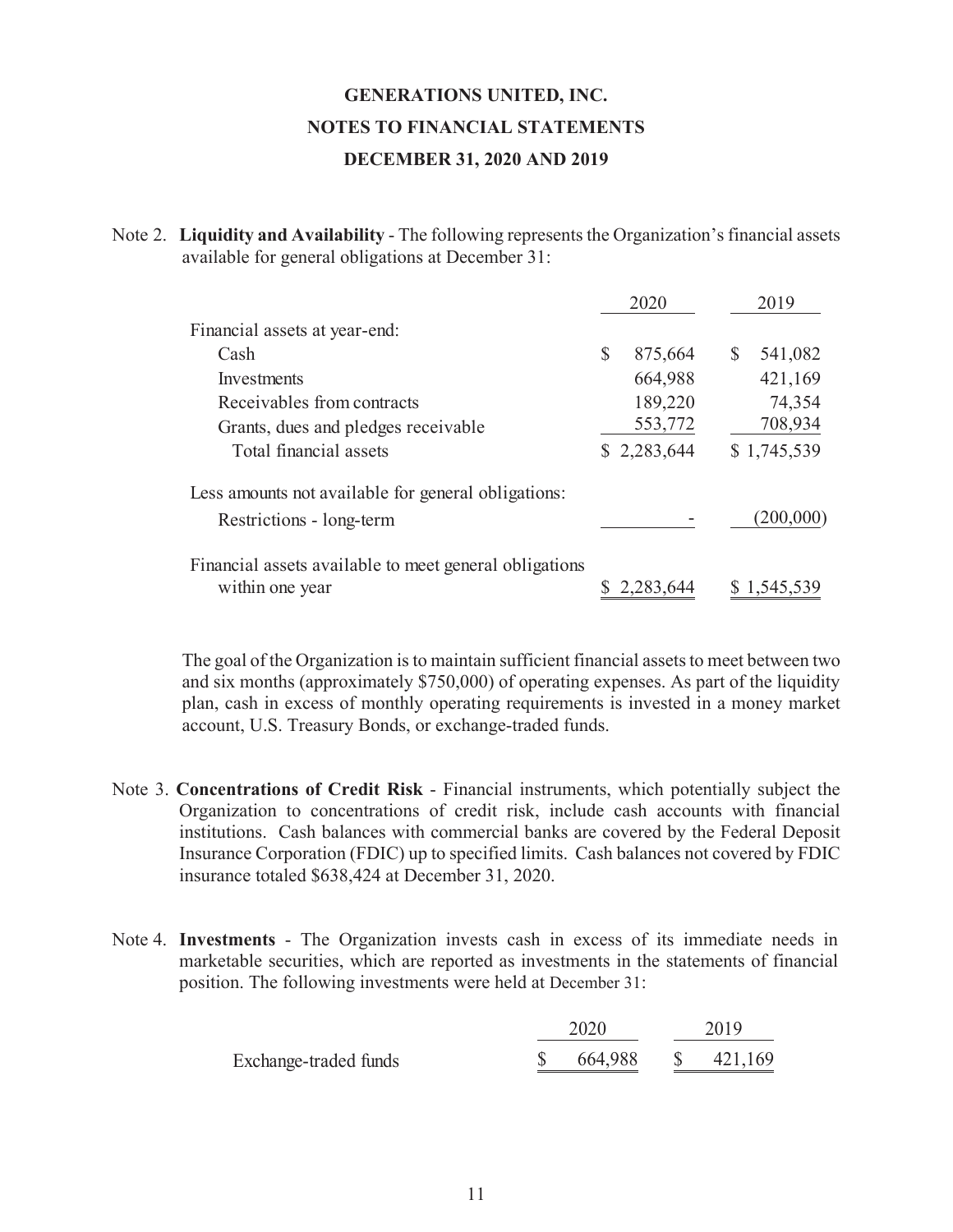# GENERATIONS UNITED, INC.

## NOTES TO FINANCIAL STATEMENTS

## DECEMBER 31, 2020 AND 2019

Note 2. **Liquidity and Availability** - The following represents the Organization's financial assets available for general obligations at December 31:

| | 2020 | 2019 |
|---|---|---|
| Financial assets at year-end: | | |
| Cash | $ 875,664 | $ 541,082 |
| Investments | 664,988 | 421,169 |
| Receivables from contracts | 189,220 | 74,354 |
| Grants, dues and pledges receivable | 553,772 | 708,934 |
| Total financial assets | $ 2,283,644 | $ 1,745,539 |
| Less amounts not available for general obligations: | | |
| Restrictions - long-term | - | (200,000) |
| Financial assets available to meet general obligations within one year | $ 2,283,644 | $ 1,545,539 |

The goal of the Organization is to maintain sufficient financial assets to meet between two and six months (approximately $750,000) of operating expenses. As part of the liquidity plan, cash in excess of monthly operating requirements is invested in a money market account, U.S. Treasury Bonds, or exchange-traded funds.

Note 3. **Concentrations of Credit Risk** - Financial instruments, which potentially subject the Organization to concentrations of credit risk, include cash accounts with financial institutions. Cash balances with commercial banks are covered by the Federal Deposit Insurance Corporation (FDIC) up to specified limits. Cash balances not covered by FDIC insurance totaled $638,424 at December 31, 2020.

Note 4. **Investments** - The Organization invests cash in excess of its immediate needs in marketable securities, which are reported as investments in the statements of financial position. The following investments were held at December 31:

| | 2020 | 2019 |
|---|---|---|
| Exchange-traded funds | $ 664,988 | $ 421,169 |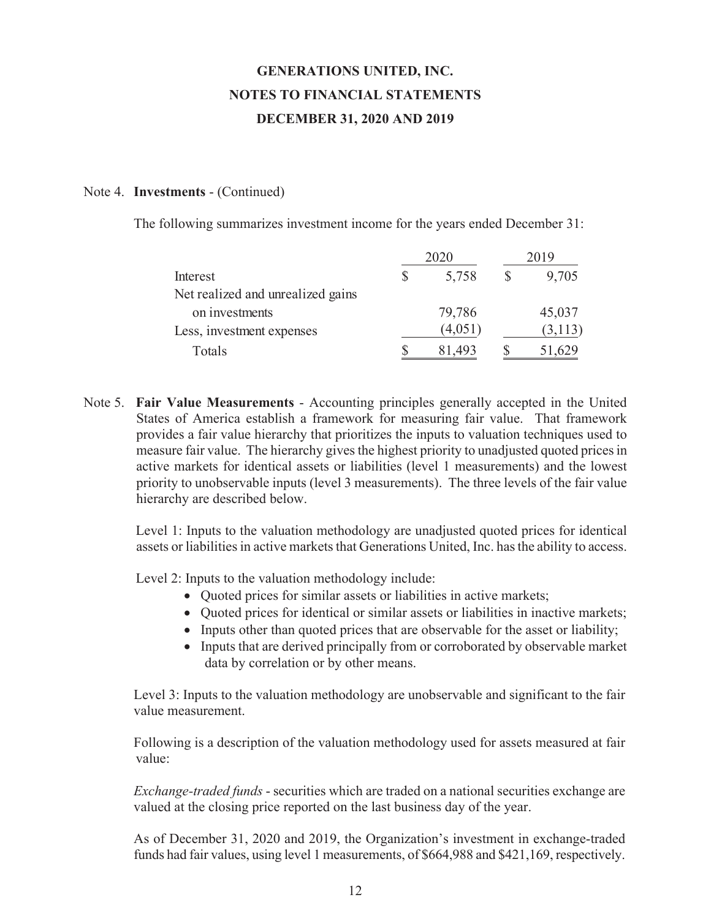# GENERATIONS UNITED, INC.
## NOTES TO FINANCIAL STATEMENTS
## DECEMBER 31, 2020 AND 2019

Note 4. **Investments** - (Continued)

The following summarizes investment income for the years ended December 31:

| | 2020 | 2019 |
|---|---|---|
| Interest | $ 5,758 | $ 9,705 |
| Net realized and unrealized gains on investments | 79,786 | 45,037 |
| Less, investment expenses | (4,051) | (3,113) |
| Totals | $ 81,493 | $ 51,629 |

Note 5. **Fair Value Measurements** - Accounting principles generally accepted in the United States of America establish a framework for measuring fair value. That framework provides a fair value hierarchy that prioritizes the inputs to valuation techniques used to measure fair value. The hierarchy gives the highest priority to unadjusted quoted prices in active markets for identical assets or liabilities (level 1 measurements) and the lowest priority to unobservable inputs (level 3 measurements). The three levels of the fair value hierarchy are described below.

Level 1: Inputs to the valuation methodology are unadjusted quoted prices for identical assets or liabilities in active markets that Generations United, Inc. has the ability to access.

Level 2: Inputs to the valuation methodology include:

- Quoted prices for similar assets or liabilities in active markets;
- Quoted prices for identical or similar assets or liabilities in inactive markets;
- Inputs other than quoted prices that are observable for the asset or liability;
- Inputs that are derived principally from or corroborated by observable market data by correlation or by other means.

Level 3: Inputs to the valuation methodology are unobservable and significant to the fair value measurement.

Following is a description of the valuation methodology used for assets measured at fair value:

*Exchange-traded funds* - securities which are traded on a national securities exchange are valued at the closing price reported on the last business day of the year.

As of December 31, 2020 and 2019, the Organization's investment in exchange-traded funds had fair values, using level 1 measurements, of $664,988 and $421,169, respectively.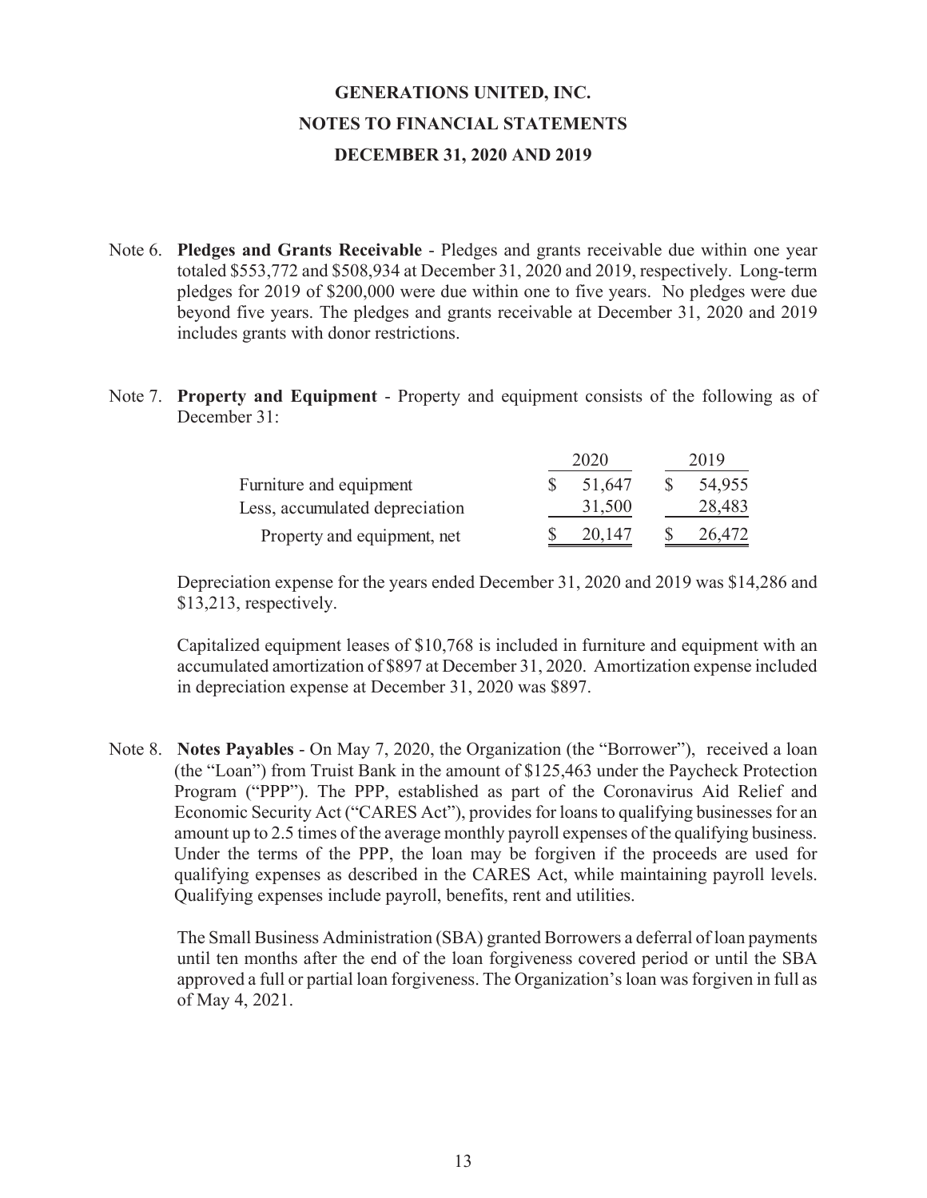# GENERATIONS UNITED, INC.
## NOTES TO FINANCIAL STATEMENTS
### DECEMBER 31, 2020 AND 2019

Note 6. **Pledges and Grants Receivable** - Pledges and grants receivable due within one year totaled $553,772 and $508,934 at December 31, 2020 and 2019, respectively. Long-term pledges for 2019 of $200,000 were due within one to five years. No pledges were due beyond five years. The pledges and grants receivable at December 31, 2020 and 2019 includes grants with donor restrictions.

Note 7. **Property and Equipment** - Property and equipment consists of the following as of December 31:

| | 2020 | 2019 |
|---|---|---|
| Furniture and equipment | $ 51,647 | $ 54,955 |
| Less, accumulated depreciation | 31,500 | 28,483 |
| Property and equipment, net | $ 20,147 | $ 26,472 |

Depreciation expense for the years ended December 31, 2020 and 2019 was $14,286 and $13,213, respectively.

Capitalized equipment leases of $10,768 is included in furniture and equipment with an accumulated amortization of $897 at December 31, 2020. Amortization expense included in depreciation expense at December 31, 2020 was $897.

Note 8. **Notes Payables** - On May 7, 2020, the Organization (the "Borrower"), received a loan (the "Loan") from Truist Bank in the amount of $125,463 under the Paycheck Protection Program ("PPP"). The PPP, established as part of the Coronavirus Aid Relief and Economic Security Act ("CARES Act"), provides for loans to qualifying businesses for an amount up to 2.5 times of the average monthly payroll expenses of the qualifying business. Under the terms of the PPP, the loan may be forgiven if the proceeds are used for qualifying expenses as described in the CARES Act, while maintaining payroll levels. Qualifying expenses include payroll, benefits, rent and utilities.

The Small Business Administration (SBA) granted Borrowers a deferral of loan payments until ten months after the end of the loan forgiveness covered period or until the SBA approved a full or partial loan forgiveness. The Organization's loan was forgiven in full as of May 4, 2021.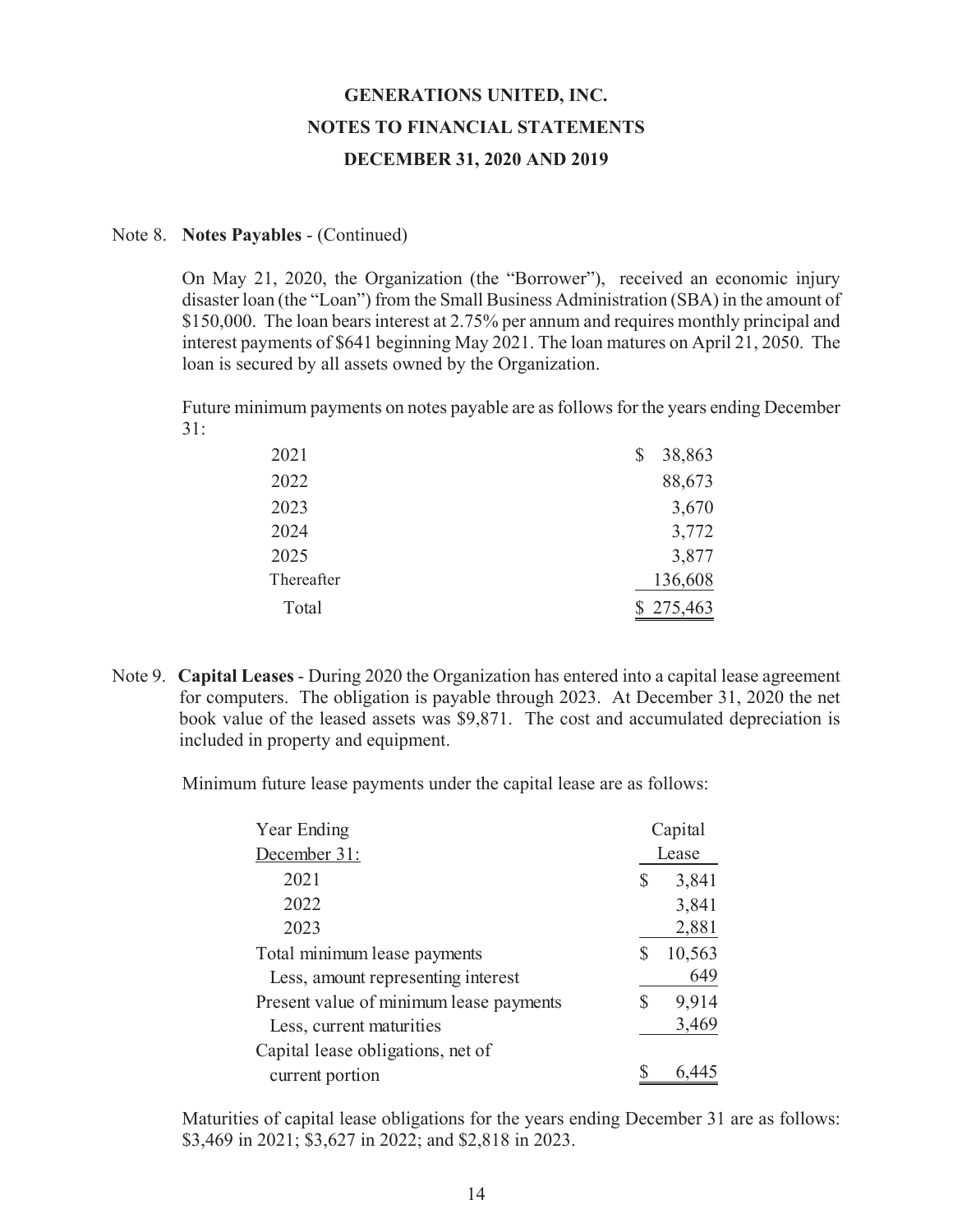# GENERATIONS UNITED, INC.
## NOTES TO FINANCIAL STATEMENTS
## DECEMBER 31, 2020 AND 2019

Note 8. **Notes Payables** - (Continued)

On May 21, 2020, the Organization (the "Borrower"), received an economic injury disaster loan (the "Loan") from the Small Business Administration (SBA) in the amount of $150,000. The loan bears interest at 2.75% per annum and requires monthly principal and interest payments of $641 beginning May 2021. The loan matures on April 21, 2050. The loan is secured by all assets owned by the Organization.

Future minimum payments on notes payable are as follows for the years ending December 31:

| | |
|---|---|
| 2021 | $ 38,863 |
| 2022 | 88,673 |
| 2023 | 3,670 |
| 2024 | 3,772 |
| 2025 | 3,877 |
| Thereafter | 136,608 |
| Total | $ 275,463 |

Note 9. **Capital Leases** - During 2020 the Organization has entered into a capital lease agreement for computers. The obligation is payable through 2023. At December 31, 2020 the net book value of the leased assets was $9,871. The cost and accumulated depreciation is included in property and equipment.

Minimum future lease payments under the capital lease are as follows:

| Year Ending December 31: | Capital Lease |
|---|---|
| 2021 | $ 3,841 |
| 2022 | 3,841 |
| 2023 | 2,881 |
| Total minimum lease payments | $ 10,563 |
| Less, amount representing interest | 649 |
| Present value of minimum lease payments | $ 9,914 |
| Less, current maturities | 3,469 |
| Capital lease obligations, net of current portion | $ 6,445 |

Maturities of capital lease obligations for the years ending December 31 are as follows: $3,469 in 2021; $3,627 in 2022; and $2,818 in 2023.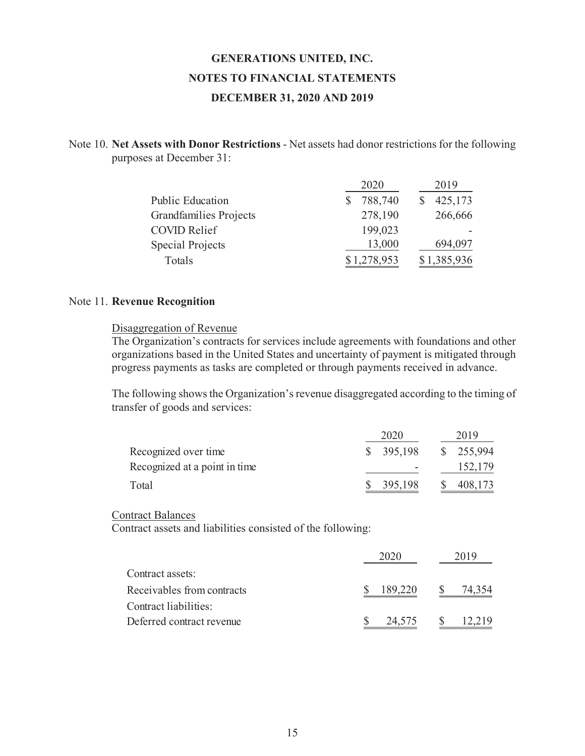# GENERATIONS UNITED, INC.
## NOTES TO FINANCIAL STATEMENTS
### DECEMBER 31, 2020 AND 2019

Note 10. **Net Assets with Donor Restrictions** - Net assets had donor restrictions for the following purposes at December 31:

| | 2020 | 2019 |
|---|---|---|
| Public Education | $ 788,740 | $ 425,173 |
| Grandfamilies Projects | 278,190 | 266,666 |
| COVID Relief | 199,023 | - |
| Special Projects | 13,000 | 694,097 |
| Totals | $ 1,278,953 | $ 1,385,936 |

Note 11. **Revenue Recognition**

Disaggregation of Revenue

The Organization's contracts for services include agreements with foundations and other organizations based in the United States and uncertainty of payment is mitigated through progress payments as tasks are completed or through payments received in advance.

The following shows the Organization's revenue disaggregated according to the timing of transfer of goods and services:

| | 2020 | 2019 |
|---|---|---|
| Recognized over time | $ 395,198 | $ 255,994 |
| Recognized at a point in time | - | 152,179 |
| Total | $ 395,198 | $ 408,173 |

Contract Balances

Contract assets and liabilities consisted of the following:

| | 2020 | 2019 |
|---|---|---|
| Contract assets: | | |
| Receivables from contracts | $ 189,220 | $ 74,354 |
| Contract liabilities: | | |
| Deferred contract revenue | $ 24,575 | $ 12,219 |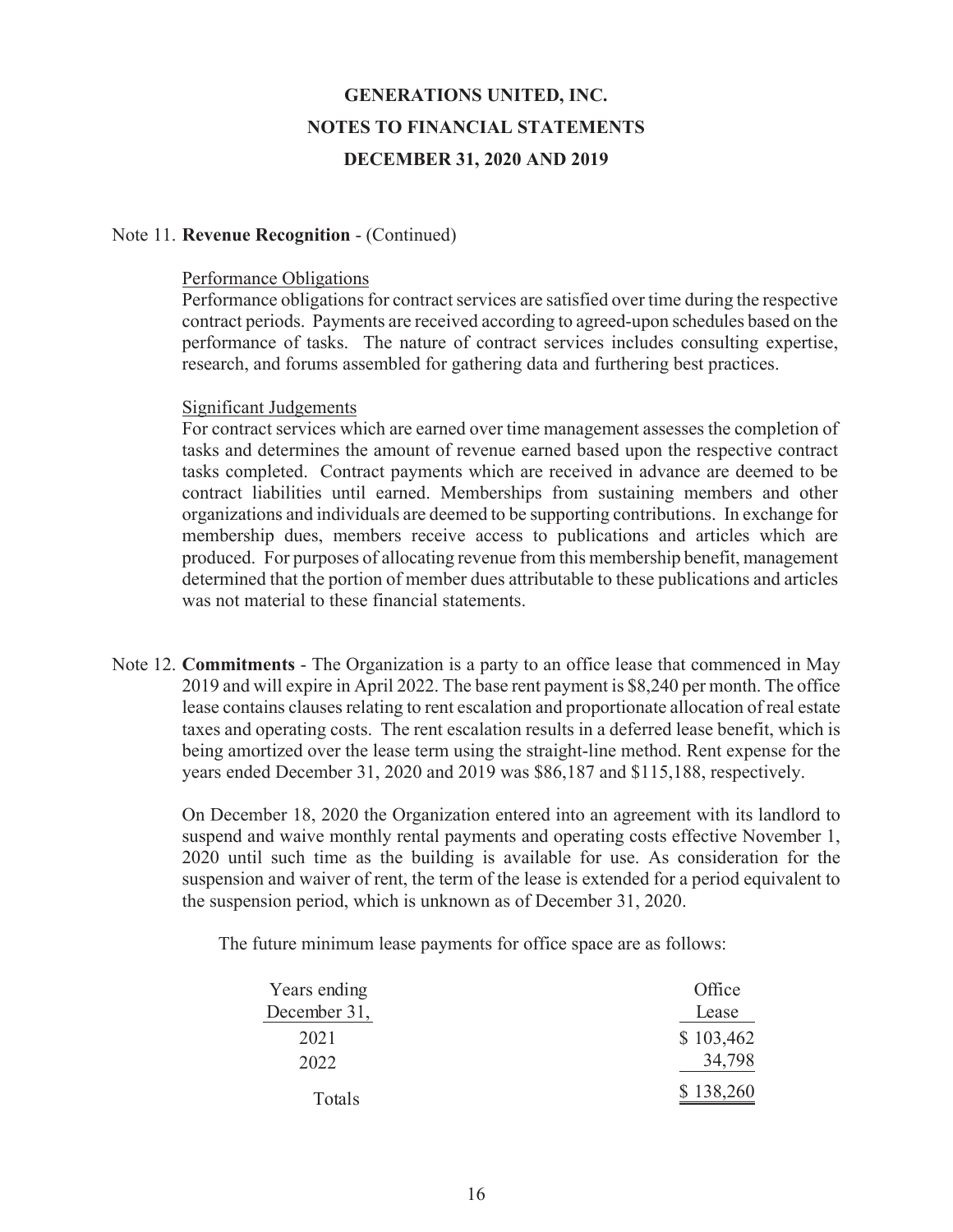# GENERATIONS UNITED, INC.
## NOTES TO FINANCIAL STATEMENTS
### DECEMBER 31, 2020 AND 2019

Note 11. **Revenue Recognition** - (Continued)

Performance Obligations

Performance obligations for contract services are satisfied over time during the respective contract periods. Payments are received according to agreed-upon schedules based on the performance of tasks. The nature of contract services includes consulting expertise, research, and forums assembled for gathering data and furthering best practices.

Significant Judgements

For contract services which are earned over time management assesses the completion of tasks and determines the amount of revenue earned based upon the respective contract tasks completed. Contract payments which are received in advance are deemed to be contract liabilities until earned. Memberships from sustaining members and other organizations and individuals are deemed to be supporting contributions. In exchange for membership dues, members receive access to publications and articles which are produced. For purposes of allocating revenue from this membership benefit, management determined that the portion of member dues attributable to these publications and articles was not material to these financial statements.

Note 12. **Commitments** - The Organization is a party to an office lease that commenced in May 2019 and will expire in April 2022. The base rent payment is $8,240 per month. The office lease contains clauses relating to rent escalation and proportionate allocation of real estate taxes and operating costs. The rent escalation results in a deferred lease benefit, which is being amortized over the lease term using the straight-line method. Rent expense for the years ended December 31, 2020 and 2019 was $86,187 and $115,188, respectively.

On December 18, 2020 the Organization entered into an agreement with its landlord to suspend and waive monthly rental payments and operating costs effective November 1, 2020 until such time as the building is available for use. As consideration for the suspension and waiver of rent, the term of the lease is extended for a period equivalent to the suspension period, which is unknown as of December 31, 2020.

The future minimum lease payments for office space are as follows:

| Years ending December 31, | Office Lease |
|---|---|
| 2021 | $ 103,462 |
| 2022 | 34,798 |
| Totals | $ 138,260 |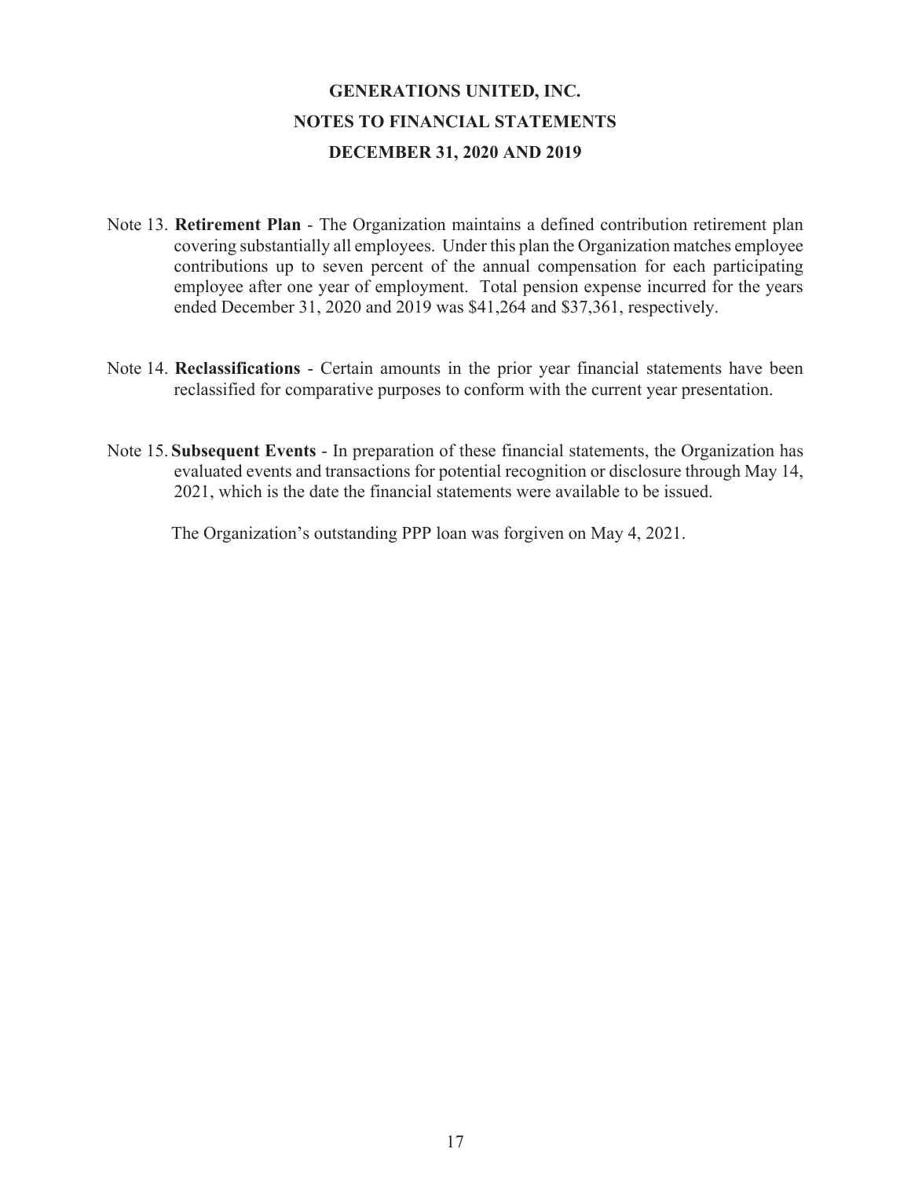# GENERATIONS UNITED, INC.

## NOTES TO FINANCIAL STATEMENTS

## DECEMBER 31, 2020 AND 2019

Note 13. **Retirement Plan** - The Organization maintains a defined contribution retirement plan covering substantially all employees. Under this plan the Organization matches employee contributions up to seven percent of the annual compensation for each participating employee after one year of employment. Total pension expense incurred for the years ended December 31, 2020 and 2019 was $41,264 and $37,361, respectively.

Note 14. **Reclassifications** - Certain amounts in the prior year financial statements have been reclassified for comparative purposes to conform with the current year presentation.

Note 15. **Subsequent Events** - In preparation of these financial statements, the Organization has evaluated events and transactions for potential recognition or disclosure through May 14, 2021, which is the date the financial statements were available to be issued.

The Organization's outstanding PPP loan was forgiven on May 4, 2021.